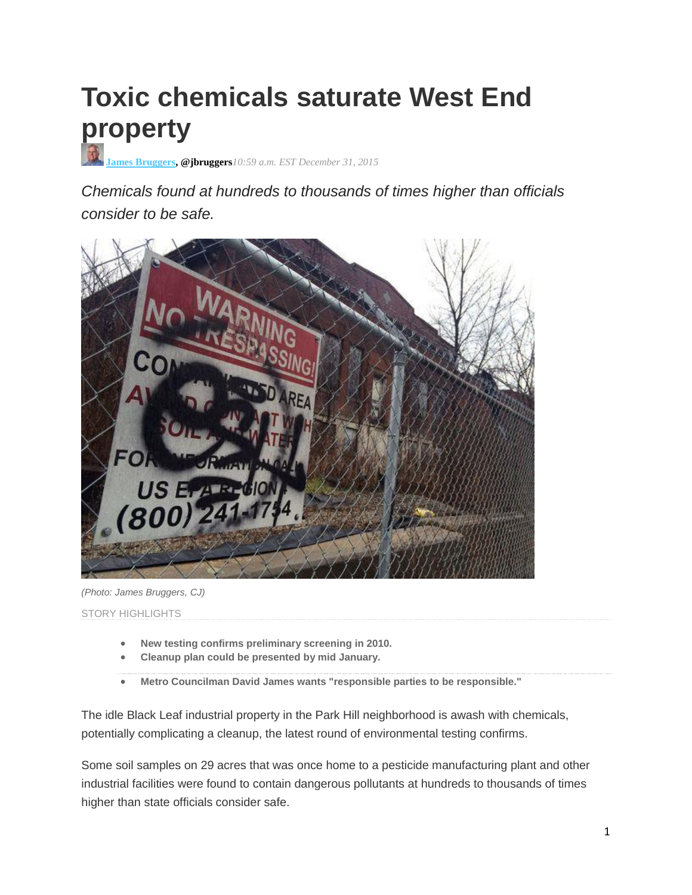# Toxic chemicals saturate West End property

**James Bruggers, @jbruggers** *10:59 a.m. EST December 31, 2015*

*Chemicals found at hundreds to thousands of times higher than officials consider to be safe.*

*(Photo: James Bruggers, CJ)*

STORY HIGHLIGHTS

- **New testing confirms preliminary screening in 2010.**
- **Cleanup plan could be presented by mid January.**
- **Metro Councilman David James wants "responsible parties to be responsible."**

The idle Black Leaf industrial property in the Park Hill neighborhood is awash with chemicals, potentially complicating a cleanup, the latest round of environmental testing confirms.

Some soil samples on 29 acres that was once home to a pesticide manufacturing plant and other industrial facilities were found to contain dangerous pollutants at hundreds to thousands of times higher than state officials consider safe.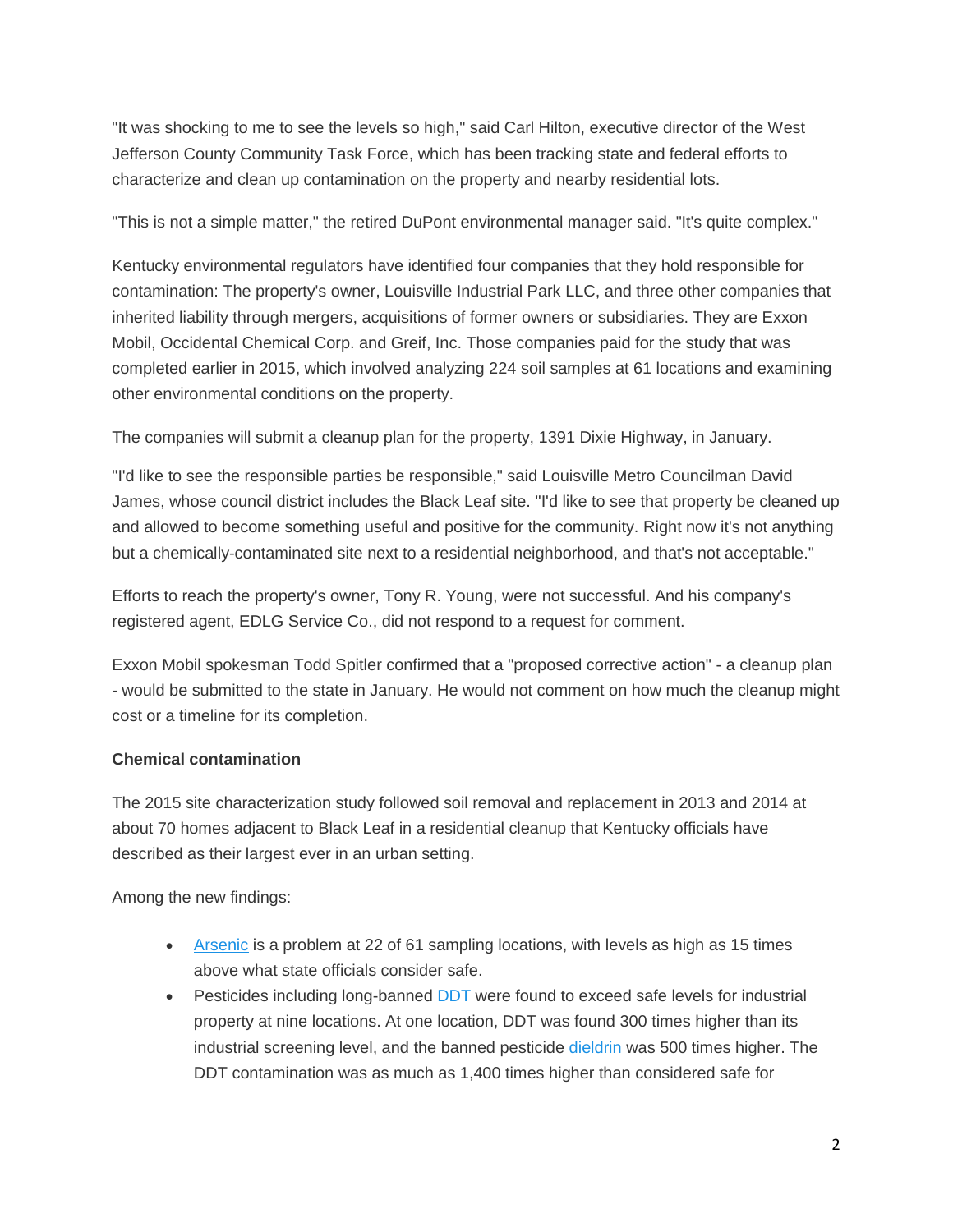"It was shocking to me to see the levels so high," said Carl Hilton, executive director of the West Jefferson County Community Task Force, which has been tracking state and federal efforts to characterize and clean up contamination on the property and nearby residential lots.

"This is not a simple matter," the retired DuPont environmental manager said. "It's quite complex."

Kentucky environmental regulators have identified four companies that they hold responsible for contamination: The property's owner, Louisville Industrial Park LLC, and three other companies that inherited liability through mergers, acquisitions of former owners or subsidiaries. They are Exxon Mobil, Occidental Chemical Corp. and Greif, Inc. Those companies paid for the study that was completed earlier in 2015, which involved analyzing 224 soil samples at 61 locations and examining other environmental conditions on the property.

The companies will submit a cleanup plan for the property, 1391 Dixie Highway, in January.

"I'd like to see the responsible parties be responsible," said Louisville Metro Councilman David James, whose council district includes the Black Leaf site. "I'd like to see that property be cleaned up and allowed to become something useful and positive for the community. Right now it's not anything but a chemically-contaminated site next to a residential neighborhood, and that's not acceptable."

Efforts to reach the property's owner, Tony R. Young, were not successful. And his company's registered agent, EDLG Service Co., did not respond to a request for comment.

Exxon Mobil spokesman Todd Spitler confirmed that a "proposed corrective action" - a cleanup plan - would be submitted to the state in January. He would not comment on how much the cleanup might cost or a timeline for its completion.

**Chemical contamination**

The 2015 site characterization study followed soil removal and replacement in 2013 and 2014 at about 70 homes adjacent to Black Leaf in a residential cleanup that Kentucky officials have described as their largest ever in an urban setting.

Among the new findings:

- Arsenic is a problem at 22 of 61 sampling locations, with levels as high as 15 times above what state officials consider safe.
- Pesticides including long-banned DDT were found to exceed safe levels for industrial property at nine locations. At one location, DDT was found 300 times higher than its industrial screening level, and the banned pesticide dieldrin was 500 times higher. The DDT contamination was as much as 1,400 times higher than considered safe for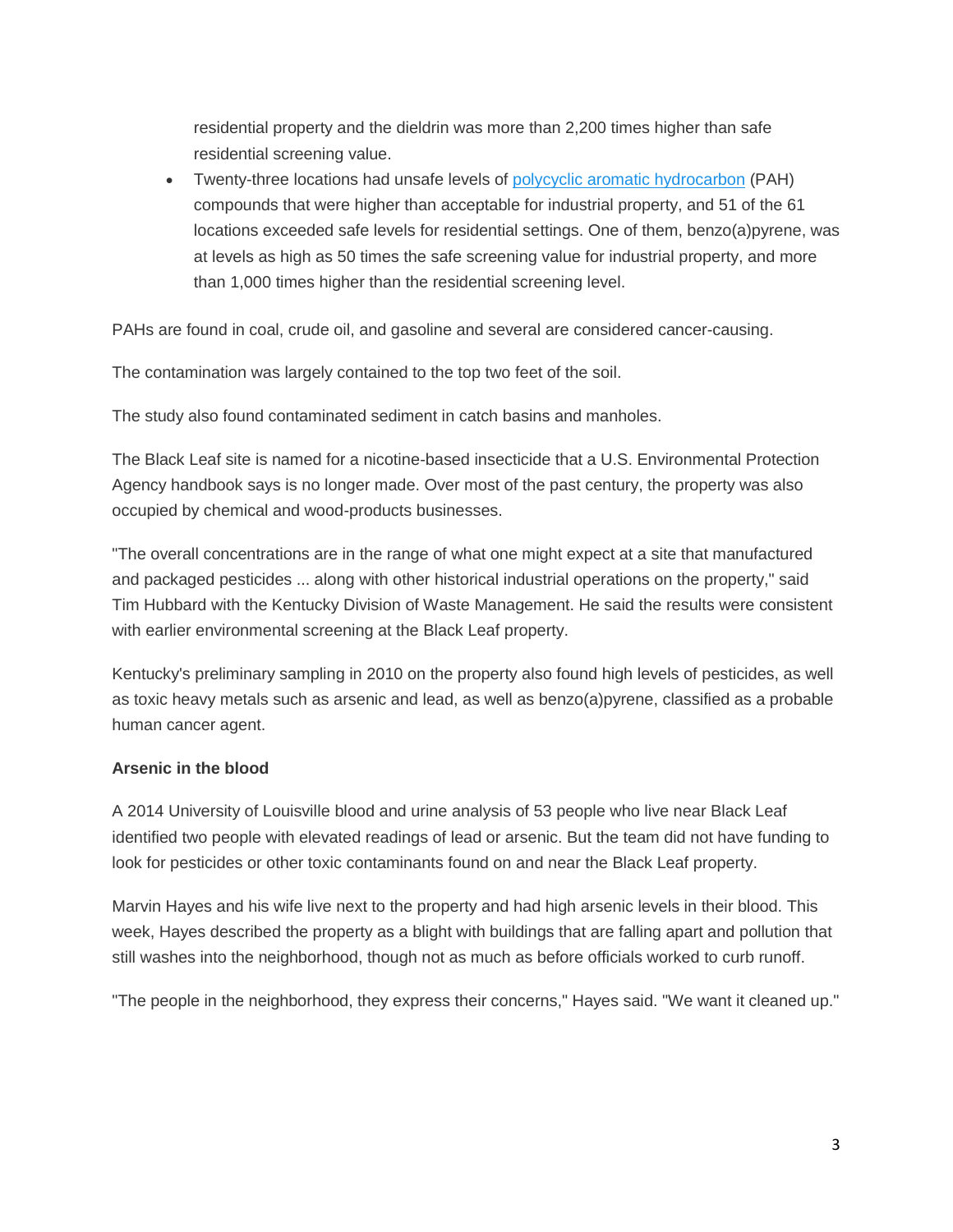residential property and the dieldrin was more than 2,200 times higher than safe residential screening value.

- Twenty-three locations had unsafe levels of [polycyclic aromatic hydrocarbon]() (PAH) compounds that were higher than acceptable for industrial property, and 51 of the 61 locations exceeded safe levels for residential settings. One of them, benzo(a)pyrene, was at levels as high as 50 times the safe screening value for industrial property, and more than 1,000 times higher than the residential screening level.

PAHs are found in coal, crude oil, and gasoline and several are considered cancer-causing.

The contamination was largely contained to the top two feet of the soil.

The study also found contaminated sediment in catch basins and manholes.

The Black Leaf site is named for a nicotine-based insecticide that a U.S. Environmental Protection Agency handbook says is no longer made. Over most of the past century, the property was also occupied by chemical and wood-products businesses.

"The overall concentrations are in the range of what one might expect at a site that manufactured and packaged pesticides ... along with other historical industrial operations on the property," said Tim Hubbard with the Kentucky Division of Waste Management. He said the results were consistent with earlier environmental screening at the Black Leaf property.

Kentucky's preliminary sampling in 2010 on the property also found high levels of pesticides, as well as toxic heavy metals such as arsenic and lead, as well as benzo(a)pyrene, classified as a probable human cancer agent.

**Arsenic in the blood**

A 2014 University of Louisville blood and urine analysis of 53 people who live near Black Leaf identified two people with elevated readings of lead or arsenic. But the team did not have funding to look for pesticides or other toxic contaminants found on and near the Black Leaf property.

Marvin Hayes and his wife live next to the property and had high arsenic levels in their blood. This week, Hayes described the property as a blight with buildings that are falling apart and pollution that still washes into the neighborhood, though not as much as before officials worked to curb runoff.

"The people in the neighborhood, they express their concerns," Hayes said. "We want it cleaned up."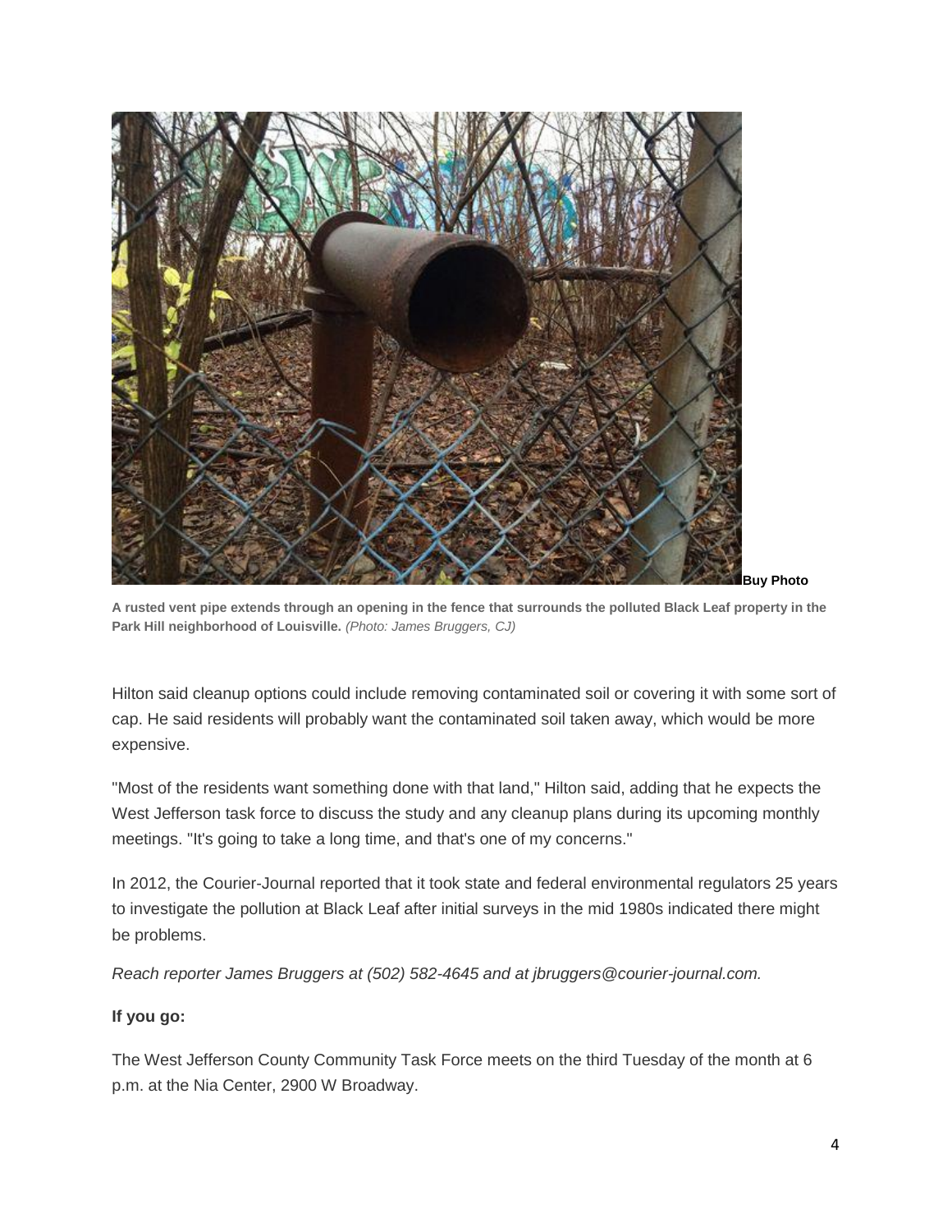Buy Photo

**A rusted vent pipe extends through an opening in the fence that surrounds the polluted Black Leaf property in the Park Hill neighborhood of Louisville.** *(Photo: James Bruggers, CJ)*

Hilton said cleanup options could include removing contaminated soil or covering it with some sort of cap. He said residents will probably want the contaminated soil taken away, which would be more expensive.

"Most of the residents want something done with that land," Hilton said, adding that he expects the West Jefferson task force to discuss the study and any cleanup plans during its upcoming monthly meetings. "It's going to take a long time, and that's one of my concerns."

In 2012, the Courier-Journal reported that it took state and federal environmental regulators 25 years to investigate the pollution at Black Leaf after initial surveys in the mid 1980s indicated there might be problems.

*Reach reporter James Bruggers at (502) 582-4645 and at jbruggers@courier-journal.com.*

**If you go:**

The West Jefferson County Community Task Force meets on the third Tuesday of the month at 6 p.m. at the Nia Center, 2900 W Broadway.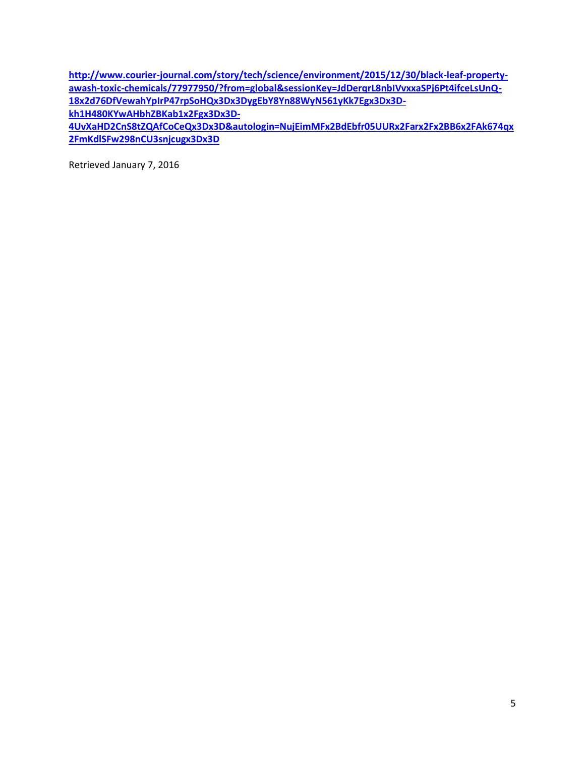http://www.courier-journal.com/story/tech/science/environment/2015/12/30/black-leaf-property-awash-toxic-chemicals/77977950/?from=global&sessionKey=JdDerqrL8nbIVvxxaSPj6Pt4ifceLsUnQ-18x2d76DfVewahYpIrP47rpSoHQx3Dx3DygEbY8Yn88WyN561yKk7Egx3Dx3D-kh1H480KYwAHbhZBKab1x2Fgx3Dx3D-4UvXaHD2CnS8tZQAfCoCeQx3Dx3D&autologin=NujEimMFx2BdEbfr05UURx2Farx2Fx2BB6x2FAk674qx2FmKdlSFw298nCU3snjcugx3Dx3D

Retrieved January 7, 2016